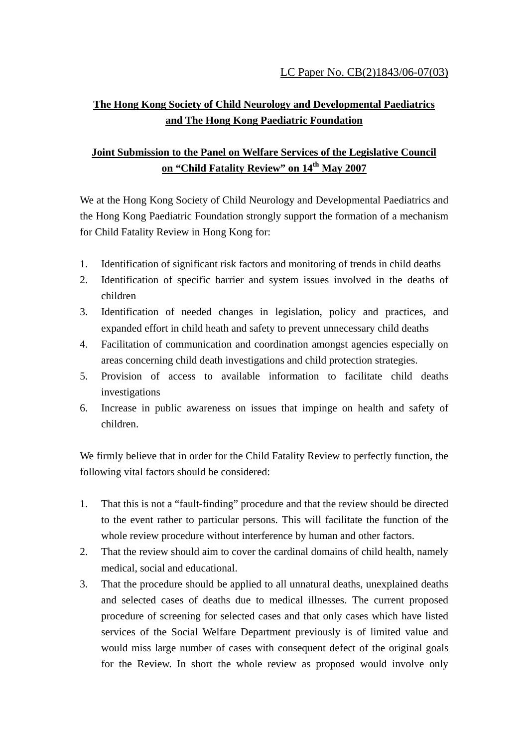LC Paper No. CB(2)1843/06-07(03)

**The Hong Kong Society of Child Neurology and Developmental Paediatrics and The Hong Kong Paediatric Foundation**

**Joint Submission to the Panel on Welfare Services of the Legislative Council on "Child Fatality Review" on 14th May 2007**

We at the Hong Kong Society of Child Neurology and Developmental Paediatrics and the Hong Kong Paediatric Foundation strongly support the formation of a mechanism for Child Fatality Review in Hong Kong for:

1. Identification of significant risk factors and monitoring of trends in child deaths
2. Identification of specific barrier and system issues involved in the deaths of children
3. Identification of needed changes in legislation, policy and practices, and expanded effort in child heath and safety to prevent unnecessary child deaths
4. Facilitation of communication and coordination amongst agencies especially on areas concerning child death investigations and child protection strategies.
5. Provision of access to available information to facilitate child deaths investigations
6. Increase in public awareness on issues that impinge on health and safety of children.

We firmly believe that in order for the Child Fatality Review to perfectly function, the following vital factors should be considered:

1. That this is not a "fault-finding" procedure and that the review should be directed to the event rather to particular persons. This will facilitate the function of the whole review procedure without interference by human and other factors.
2. That the review should aim to cover the cardinal domains of child health, namely medical, social and educational.
3. That the procedure should be applied to all unnatural deaths, unexplained deaths and selected cases of deaths due to medical illnesses. The current proposed procedure of screening for selected cases and that only cases which have listed services of the Social Welfare Department previously is of limited value and would miss large number of cases with consequent defect of the original goals for the Review. In short the whole review as proposed would involve only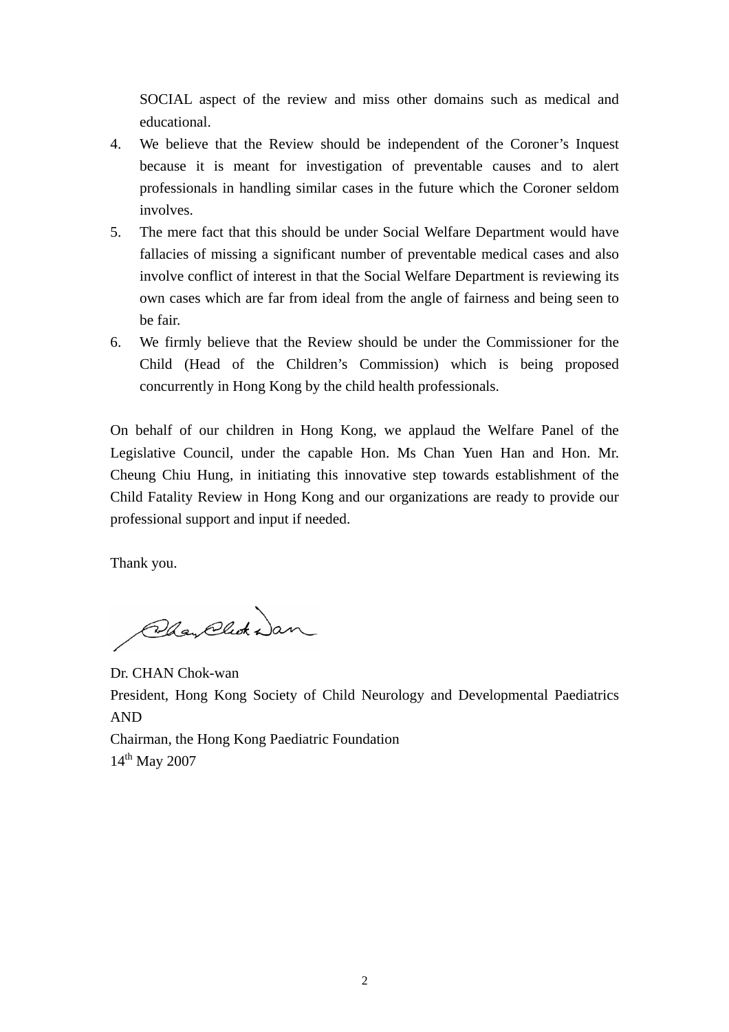SOCIAL aspect of the review and miss other domains such as medical and educational.

4. We believe that the Review should be independent of the Coroner's Inquest because it is meant for investigation of preventable causes and to alert professionals in handling similar cases in the future which the Coroner seldom involves.
5. The mere fact that this should be under Social Welfare Department would have fallacies of missing a significant number of preventable medical cases and also involve conflict of interest in that the Social Welfare Department is reviewing its own cases which are far from ideal from the angle of fairness and being seen to be fair.
6. We firmly believe that the Review should be under the Commissioner for the Child (Head of the Children's Commission) which is being proposed concurrently in Hong Kong by the child health professionals.

On behalf of our children in Hong Kong, we applaud the Welfare Panel of the Legislative Council, under the capable Hon. Ms Chan Yuen Han and Hon. Mr. Cheung Chiu Hung, in initiating this innovative step towards establishment of the Child Fatality Review in Hong Kong and our organizations are ready to provide our professional support and input if needed.

Thank you.

Dr. CHAN Chok-wan  
President, Hong Kong Society of Child Neurology and Developmental Paediatrics  
AND  
Chairman, the Hong Kong Paediatric Foundation  
14th May 2007